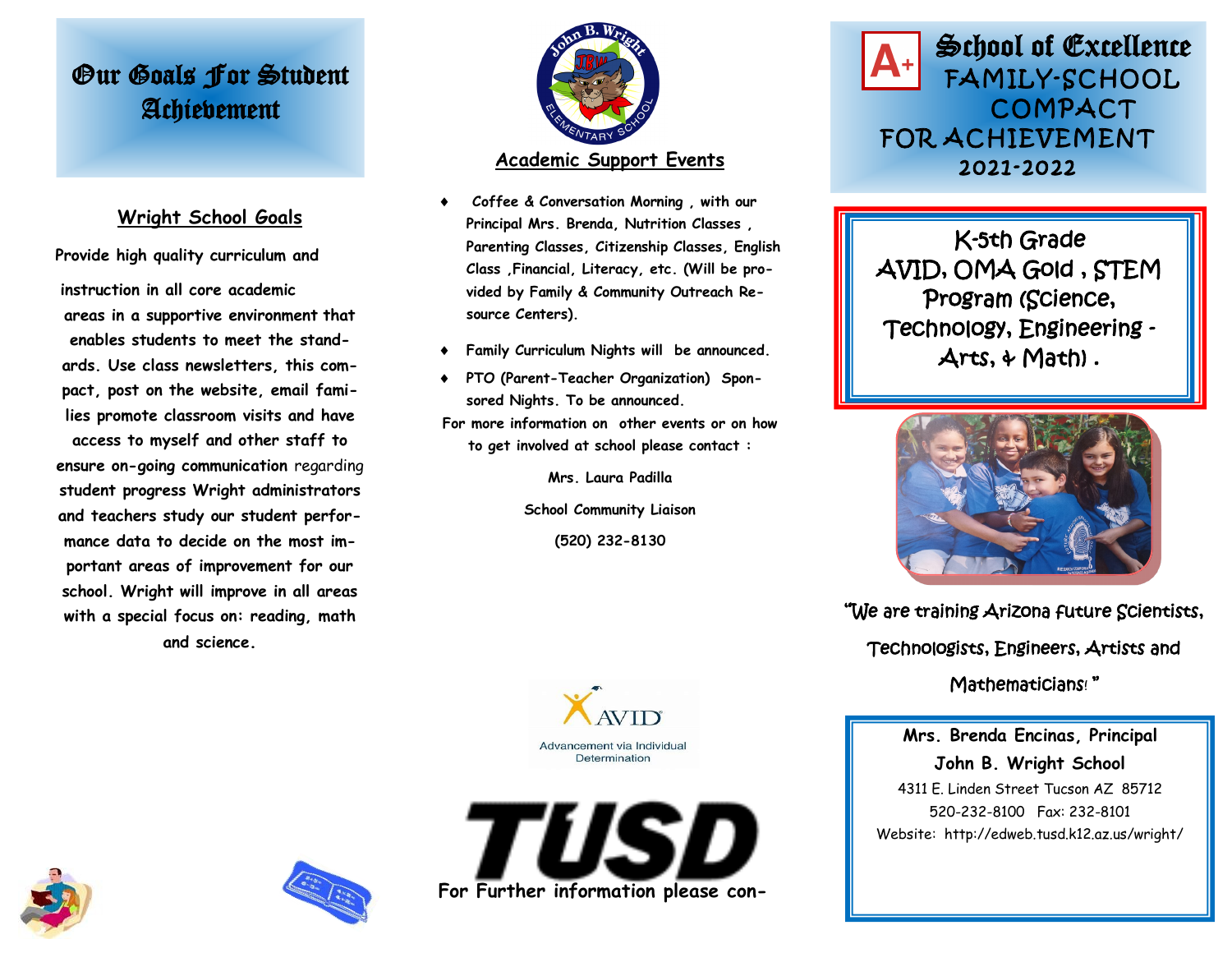# Our Goals For Student Achievement

## Wright School Goals

Provide high quality curriculum and instruction in all core academic areas in a supportive environment that enables students to meet the standards. Use class newsletters, this compact, post on the website, email families promote classroom visits and have access to myself and other staff to ensure on-going communication regarding student progress Wright administrators and teachers study our student performance data to decide on the most important areas of improvement for our school. Wright will improve in all areas with a special focus on: reading, math and science.

## Academic Support Events

- Coffee & Conversation Morning , with our Principal Mrs. Brenda, Nutrition Classes , Parenting Classes, Citizenship Classes, English Class ,Financial, Literacy, etc. (Will be provided by Family & Community Outreach Resource Centers).
- Family Curriculum Nights will be announced.
- PTO (Parent-Teacher Organization) Sponsored Nights. To be announced.

For more information on other events or on how to get involved at school please contact :

Mrs. Laura Padilla

School Community Liaison

(520) 232-8130

AVID Advancement via Individual Determination

TUSD

For Further information please con-

# School of Excellence FAMILY-SCHOOL COMPACT FOR ACHIEVEMENT 2021-2022

K-5th Grade
AVID, OMA Gold , STEM Program (Science, Technology, Engineering - Arts, & Math) .

"We are training Arizona future Scientists, Technologists, Engineers, Artists and Mathematicians! "

**Mrs. Brenda Encinas, Principal**
**John B. Wright School**
4311 E. Linden Street Tucson AZ 85712
520-232-8100 Fax: 232-8101
Website: http://edweb.tusd.k12.az.us/wright/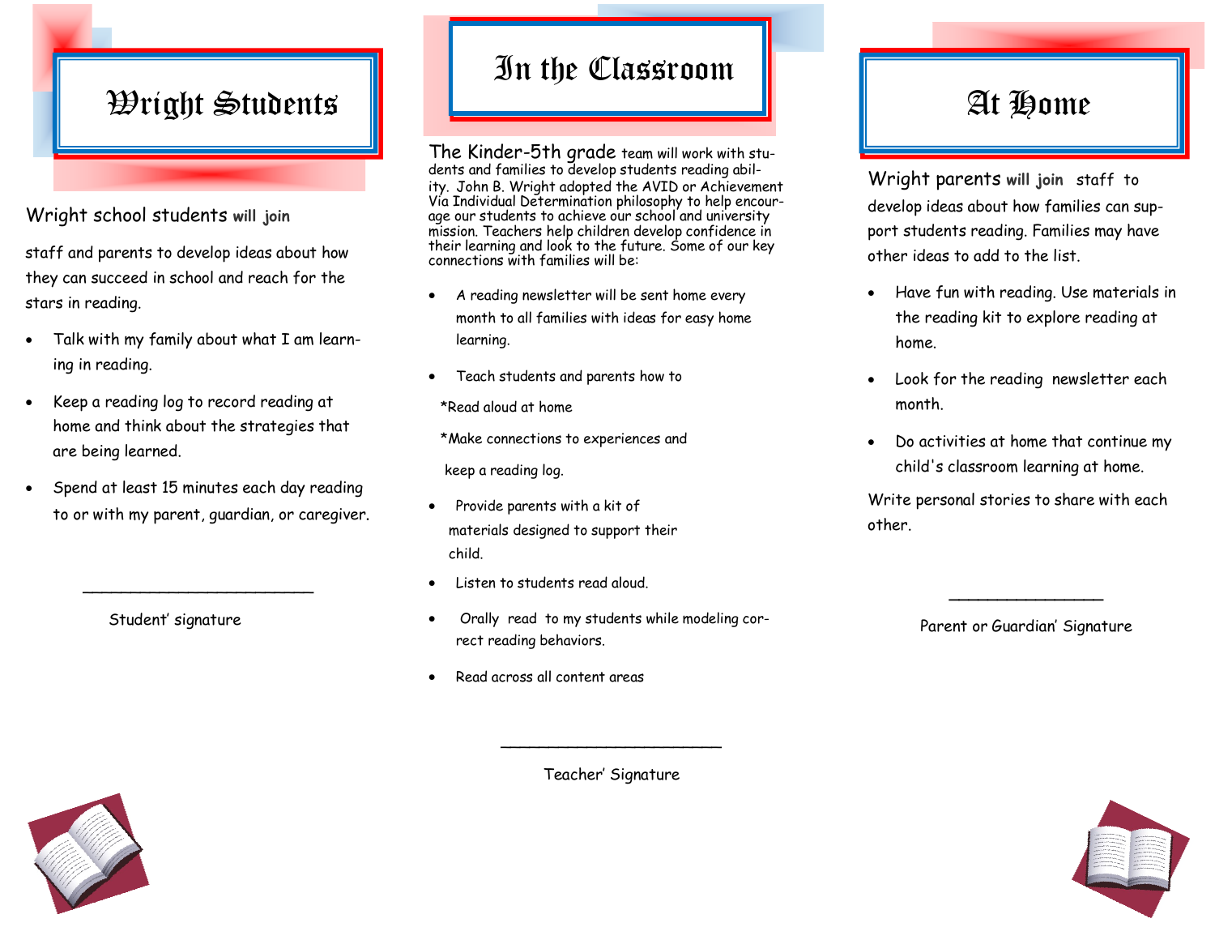# Wright Students

Wright school students **will join**

staff and parents to develop ideas about how they can succeed in school and reach for the stars in reading.

- Talk with my family about what I am learning in reading.
- Keep a reading log to record reading at home and think about the strategies that are being learned.
- Spend at least 15 minutes each day reading to or with my parent, guardian, or caregiver.

________________________

Student' signature

# In the Classroom

The Kinder-5th grade team will work with students and families to develop students reading ability. John B. Wright adopted the AVID or Achievement Via Individual Determination philosophy to help encourage our students to achieve our school and university mission. Teachers help children develop confidence in their learning and look to the future. Some of our key connections with families will be:

- A reading newsletter will be sent home every month to all families with ideas for easy home learning.
- Teach students and parents how to

  *Read aloud at home

  *Make connections to experiences and keep a reading log.
- Provide parents with a kit of materials designed to support their child.
- Listen to students read aloud.
- Orally read to my students while modeling correct reading behaviors.
- Read across all content areas

________________________

Teacher' Signature

# At Home

Wright parents **will join** staff to develop ideas about how families can support students reading. Families may have other ideas to add to the list.

- Have fun with reading. Use materials in the reading kit to explore reading at home.
- Look for the reading newsletter each month.
- Do activities at home that continue my child's classroom learning at home.

Write personal stories to share with each other.

________________

Parent or Guardian' Signature